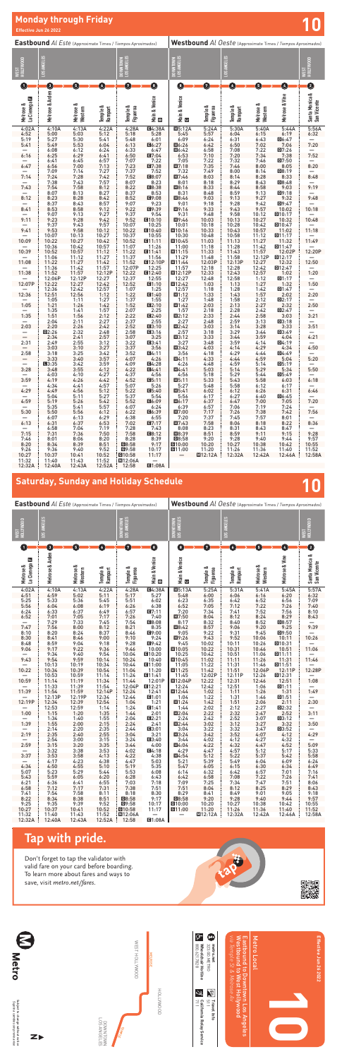# Monday through Friday

**Effective Jun 26 2022**

**10**

| Eastbound *Al Este* (Approximate Times / *Tiempos Aproximados*) | | | | | | Westbound *Al Oeste* (Approximate Times / *Tiempos Aproximados*) | | | | | |
|---|---|---|---|---|---|---|---|---|---|---|---|
| West Hollywood | Los Angeles | | | Downtown Los Angeles | | Downtown Los Angeles | | Los Angeles | | | West Hollywood |
| 1 | 3 | 5 | 6 | 7 | 8 | 8 | 7 | 6 | 5 | 4 | 2 |
| Melrose & La Cienega | Melrose & Arden | Melrose & Western | Temple & Rampart | Temple & Figueroa | Main & Venice | Main & Venice | Temple & Figueroa | Temple & Rampart | Melrose & Western | Melrose & Vine | Santa Monica & San Vicente |
| 4:02A | 4:10A | 4:13A | 4:22A | 4:28A | B4:38A | B5:12A | 5:24A | 5:30A | 5:40A | 5:44A | 5:56A |
| 4:52 | 5:00 | 5:03 | 5:12 | 5:18 | 5:28 | 5:45 | 5:57 | 6:04 | 6:15 | 6:19 | 6:32 |
| 5:19 | 5:27 | 5:30 | 5:41 | 5:48 | 6:01 | 6:09 | 6:24 | 6:31 | 6:43 | B6:47 | — |
| 5:41 | 5:49 | 5:53 | 6:04 | 6:13 | B6:27 | B6:26 | 6:42 | 6:50 | 7:02 | 7:06 | 7:20 |
| — | 6:08 | 6:12 | 6:24 | 6:33 | 6:47 | B6:42 | 6:58 | 7:08 | 7:22 | B7:26 | — |
| 6:16 | 6:25 | 6:29 | 6:41 | 6:50 | B7:04 | 6:53 | 7:10 | 7:20 | 7:34 | 7:38 | 7:52 |
| — | 6:41 | 6:45 | 6:57 | 7:07 | 7:22 | 7:05 | 7:22 | 7:32 | 7:46 | B7:50 | — |
| 6:47 | 6:56 | 7:00 | 7:13 | 7:23 | B7:38 | B7:18 | 7:35 | 7:46 | 8:00 | 8:05 | 8:20 |
| — | 7:09 | 7:14 | 7:27 | 7:37 | 7:52 | 7:32 | 7:49 | 8:00 | 8:14 | B8:19 | — |
| 7:14 | 7:24 | 7:28 | 7:42 | 7:52 | B8:07 | B7:46 | 8:03 | 8:14 | 8:28 | 8:33 | 8:48 |
| — | 7:38 | 7:43 | 7:57 | 8:07 | 8:23 | 8:01 | 8:18 | 8:29 | 8:43 | B8:48 | — |
| 7:43 | 7:54 | 7:58 | 8:12 | 8:22 | B8:38 | B8:16 | 8:33 | 8:44 | 8:58 | 9:03 | 9:19 |
| — | 8:07 | 8:13 | 8:27 | 8:37 | 8:53 | 8:31 | 8:48 | 8:59 | 9:13 | B9:18 | — |
| 8:12 | 8:23 | 8:28 | 8:42 | 8:52 | B9:08 | B8:46 | 9:03 | 9:13 | 9:27 | 9:32 | 9:48 |
| — | 8:37 | 8:43 | 8:57 | 9:07 | 9:23 | 9:01 | 9:18 | 9:28 | 9:42 | B9:47 | — |
| 8:41 | 8:53 | 8:58 | 9:12 | 9:22 | B9:39 | B9:16 | 9:33 | 9:43 | 9:57 | 10:02 | 10:18 |
| — | 9:07 | 9:13 | 9:27 | 9:37 | 9:54 | 9:31 | 9:48 | 9:58 | 10:12 | B10:17 | — |
| 9:11 | 9:23 | 9:28 | 9:42 | 9:52 | B10:10 | B9:46 | 10:03 | 10:13 | 10:27 | 10:32 | 10:48 |
| — | 9:37 | 9:43 | 9:57 | 10:07 | 10:25 | 10:01 | 10:18 | 10:28 | 10:42 | B10:47 | — |
| 9:41 | 9:53 | 9:58 | 10:12 | 10:22 | B10:40 | B10:16 | 10:33 | 10:43 | 10:57 | 11:02 | 11:18 |
| — | 10:07 | 10:13 | 10:27 | 10:37 | 10:55 | 10:30 | 10:48 | 10:58 | 11:12 | B11:17 | — |
| 10:09 | 10:22 | 10:27 | 10:42 | 10:52 | B11:11 | B10:45 | 11:03 | 11:13 | 11:27 | 11:32 | 11:49 |
| — | 10:36 | 10:42 | 10:57 | 11:07 | 11:26 | 11:00 | 11:18 | 11:28 | 11:42 | B11:47 | — |
| 10:39 | 10:52 | 10:57 | 11:12 | 11:22 | B11:41 | B11:15 | 11:33 | 11:43 | 11:57 | 12:02P | 12:20P |
| — | 11:06 | 11:12 | 11:27 | 11:37 | 11:56 | 11:29 | 11:48 | 11:58 | 12:12P | B12:17 | — |
| 11:08 | 11:22 | 11:27 | 11:42 | 11:52 | B12:10P | B11:44 | 12:03P | 12:13P | 12:27 | 12:32 | 12:50 |
| — | 11:36 | 11:42 | 11:57 | 12:07P | 12:25 | 11:57 | 12:18 | 12:28 | 12:42 | B12:47 | — |
| 11:38 | 11:52 | 11:57 | 12:12P | 12:22 | B12:40 | B12:12P | 12:33 | 12:43 | 12:57 | 1:02 | 1:20 |
| — | 12:06P | 12:12P | 12:27 | 12:37 | 12:55 | 12:27 | 12:48 | 12:58 | 1:12 | B1:17 | — |
| 12:07P | 12:22 | 12:27 | 12:42 | 12:52 | B1:10 | B12:42 | 1:03 | 1:13 | 1:27 | 1:32 | 1:50 |
| — | 12:36 | 12:42 | 12:57 | 1:07 | 1:25 | 12:57 | 1:18 | 1:28 | 1:42 | B1:47 | — |
| 12:36 | 12:51 | 12:56 | 1:12 | 1:22 | B1:40 | B1:12 | 1:33 | 1:43 | 1:57 | 2:02 | 2:20 |
| — | 1:05 | 1:11 | 1:27 | 1:37 | 1:55 | 1:27 | 1:48 | 1:58 | 2:12 | B2:17 | — |
| 1:05 | 1:21 | 1:26 | 1:42 | 1:52 | B2:10 | B1:42 | 2:03 | 2:13 | 2:27 | 2:32 | 2:50 |
| — | 1:35 | 1:41 | 1:57 | 2:07 | 2:25 | 1:57 | 2:18 | 2:28 | 2:42 | B2:47 | — |
| 1:35 | 1:51 | 1:56 | 2:12 | 2:22 | B2:40 | B2:12 | 2:33 | 2:44 | 2:58 | 3:03 | 3:21 |
| — | 2:04 | 2:11 | 2:27 | 2:37 | 2:55 | 2:27 | 2:48 | 2:59 | 3:13 | B3:18 | — |
| 2:03 | 2:20 | 2:26 | 2:42 | 2:52 | B3:10 | B2:42 | 3:03 | 3:14 | 3:28 | 3:33 | 3:51 |
| — | B2:26 | 2:32 | 2:48 | 2:58 | B3:16 | 2:57 | 3:18 | 3:29 | 3:44 | B3:49 | — |
| — | 2:34 | 2:41 | 2:57 | 3:07 | 3:25 | B3:12 | 3:33 | 3:44 | 3:59 | 4:04 | 4:21 |
| 2:31 | 2:49 | 2:55 | 3:12 | 3:22 | B3:41 | 3:27 | 3:48 | 3:59 | 4:14 | B4:19 | — |
| — | 3:03 | 3:10 | 3:27 | 3:37 | 3:56 | B3:42 | 4:03 | 4:14 | 4:29 | 4:34 | 4:50 |
| 2:58 | 3:18 | 3:25 | 3:42 | 3:52 | B4:11 | 3:56 | 4:18 | 4:29 | 4:44 | B4:49 | — |
| — | 3:33 | 3:40 | 3:57 | 4:07 | 4:26 | B4:11 | 4:33 | 4:44 | 4:59 | 5:04 | 5:20 |
| — | B3:35 | 3:42 | 3:59 | 4:09 | B4:28 | 4:26 | 4:48 | 4:59 | 5:14 | B5:19 | — |
| 3:28 | 3:48 | 3:55 | 4:12 | 4:22 | B4:41 | B4:41 | 5:03 | 5:14 | 5:29 | 5:34 | 5:50 |
| — | 4:03 | 4:10 | 4:27 | 4:37 | 4:56 | 4:56 | 5:18 | 5:29 | 5:44 | B5:49 | — |
| 3:59 | 4:19 | 4:26 | 4:42 | 4:52 | B5:11 | B5:11 | 5:33 | 5:43 | 5:58 | 6:03 | 6:18 |
| — | 4:34 | 4:41 | 4:57 | 5:07 | 5:26 | 5:27 | 5:48 | 5:58 | 6:12 | 6:17 | — |
| 4:29 | 4:49 | 4:56 | 5:12 | 5:22 | B5:40 | B5:41 | 6:02 | 6:12 | 6:26 | 6:31 | 6:46 |
| — | 5:04 | 5:11 | 5:27 | 5:37 | 5:54 | 5:56 | 6:17 | 6:27 | 6:40 | B6:45 | — |
| 4:59 | 5:19 | 5:26 | 5:42 | 5:52 | B6:09 | B6:17 | 6:37 | 6:47 | 7:00 | 7:05 | 7:20 |
| — | 5:35 | 5:41 | 5:57 | 6:07 | 6:24 | 6:39 | 6:57 | 7:06 | 7:19 | 7:24 | — |
| 5:30 | 5:50 | 5:56 | 6:12 | 6:22 | B6:39 | B7:00 | 7:17 | 7:26 | 7:38 | 7:42 | 7:56 |
| — | 6:07 | 6:13 | 6:29 | 6:38 | 6:55 | 7:20 | 7:37 | 7:45 | 7:57 | 8:01 | — |
| 6:13 | 6:31 | 6:37 | 6:53 | 7:02 | B7:17 | B7:43 | 7:58 | 8:06 | 8:18 | 8:22 | 8:36 |
| — | 6:58 | 7:04 | 7:19 | 7:28 | 7:43 | 8:08 | 8:23 | 8:31 | 8:43 | 8:47 | — |
| 7:15 | 7:31 | 7:36 | 7:50 | 7:58 | B8:12 | B8:39 | 8:51 | 8:59 | 9:11 | 9:15 | 9:28 |
| 7:46 | 8:01 | 8:06 | 8:20 | 8:28 | 8:39 | B8:58 | 9:20 | 9:28 | 9:40 | 9:44 | 9:57 |
| 8:20 | 8:34 | 8:39 | 8:51 | B8:58 | 9:17 | B10:00 | 10:20 | 10:27 | 10:38 | 10:42 | 10:55 |
| 9:26 | 9:36 | 9:40 | 9:52 | B9:58 | 10:17 | B11:00 | 11:20 | 11:26 | 11:36 | 11:40 | 11:52 |
| 10:27 | 10:37 | 10:41 | 10:52 | B10:58 | 11:17 | — | B12:12A | 12:32A | 12:42A | 12:46A | 12:58A |
| 11:32 | 11:40 | 11:43 | 11:52 | B12:06A | — | | | | | | |
| 12:32A | 12:40A | 12:43A | 12:52A | 12:58 | B1:08A | | | | | | |

# Saturday, Sunday and Holiday Schedule

**10**

| Eastbound *Al Este* (Approximate Times / *Tiempos Aproximados*) | | | | | | Westbound *Al Oeste* (Approximate Times / *Tiempos Aproximados*) | | | | | |
|---|---|---|---|---|---|---|---|---|---|---|---|
| West Hollywood | Los Angeles | | | Downtown Los Angeles | | Downtown Los Angeles | | Los Angeles | | | West Hollywood |
| 1 | 3 | 5 | 6 | 7 | 8 | 8 | 7 | 6 | 5 | 4 | 2 |
| Melrose & La Cienega | Melrose & Arden | Melrose & Western | Temple & Rampart | Temple & Figueroa | Main & Venice | Main & Venice | Temple & Figueroa | Temple & Rampart | Melrose & Western | Melrose & Vine | Santa Monica & San Vicente |
| 4:02A | 4:10A | 4:13A | 4:22A | 4:28A | B4:38A | B5:13A | 5:25A | 5:31A | 5:41A | 5:45A | 5:57A |
| 4:51 | 4:59 | 5:02 | 5:11 | 5:17 | 5:27 | 5:48 | 6:00 | 6:06 | 6:16 | 6:20 | 6:32 |
| 5:25 | 5:33 | 5:36 | 5:45 | 5:51 | 6:02 | 6:23 | 6:35 | 6:42 | 6:52 | 6:56 | 7:09 |
| 5:56 | 6:04 | 6:08 | 6:19 | 6:26 | 6:38 | 6:52 | 7:05 | 7:12 | 7:22 | 7:26 | 7:40 |
| 6:24 | 6:33 | 6:37 | 6:49 | 6:57 | B7:11 | 7:20 | 7:34 | 7:41 | 7:52 | 7:56 | 8:10 |
| 6:52 | 7:01 | 7:05 | 7:17 | 7:26 | 7:40 | B7:50 | 8:04 | 8:12 | 8:24 | 8:29 | 8:43 |
| — | 7:29 | 7:33 | 7:45 | 7:54 | B8:08 | 8:17 | 8:32 | 8:40 | 8:52 | B8:57 | — |
| 7:47 | 7:56 | 8:00 | 8:12 | 8:21 | 8:35 | B8:42 | 8:57 | 9:06 | 9:20 | 9:25 | 9:39 |
| 8:10 | 8:20 | 8:24 | 8:37 | 8:46 | B9:00 | 9:05 | 9:22 | 9:31 | 9:45 | B9:50 | — |
| 8:30 | 8:41 | 8:46 | 9:00 | 9:10 | 9:24 | B9:26 | 9:43 | 9:52 | 10:06 | 10:11 | 10:26 |
| 8:48 | 8:59 | 9:04 | 9:18 | 9:28 | B9:42 | 9:45 | 10:02 | 10:11 | 10:26 | B10:31 | — |
| 9:06 | 9:17 | 9:22 | 9:36 | 9:46 | 10:00 | B10:05 | 10:22 | 10:31 | 10:46 | 10:51 | 11:06 |
| — | 9:34 | 9:40 | 9:54 | 10:04 | B10:20 | 10:25 | 10:42 | 10:51 | 11:06 | B11:11 | — |
| 9:43 | 9:54 | 9:59 | 10:14 | 10:24 | 10:40 | B10:45 | 11:02 | 11:11 | 11:26 | 11:31 | 11:46 |
| — | 10:13 | 10:19 | 10:34 | 10:44 | B11:00 | 11:05 | 11:22 | 11:31 | 11:46 | B11:51 | — |
| 10:22 | 10:34 | 10:39 | 10:54 | 11:04 | 11:20 | B11:25 | 11:42 | 11:51 | 12:06P | 12:11P | 12:28P |
| — | 10:53 | 10:59 | 11:14 | 11:24 | B11:41 | 11:45 | 12:02P | 12:11P | 12:26 | B12:31 | — |
| 10:59 | 11:14 | 11:19 | 11:34 | 11:44 | 12:01P | B12:04P | 12:22 | 12:31 | 12:46 | 12:51 | 1:08 |
| — | 11:33 | 11:39 | 11:54 | 12:04P | B12:21 | 12:24 | 12:42 | 12:51 | 1:06 | B1:11 | — |
| 11:39 | 11:54 | 11:59 | 12:14P | 12:24 | 12:41 | B12:44 | 1:02 | 1:11 | 1:26 | 1:31 | 1:49 |
| — | 12:13P | 12:19P | 12:34 | 12:44 | B1:01 | 1:04 | 1:22 | 1:31 | 1:46 | B1:51 | — |
| 12:19P | 12:34 | 12:39 | 12:54 | 1:04 | 1:21 | B1:24 | 1:42 | 1:51 | 2:06 | 2:11 | 2:30 |
| — | 12:53 | 12:59 | 1:14 | 1:24 | B1:41 | 1:44 | 2:02 | 2:12 | 2:27 | B2:32 | — |
| 1:00 | 1:15 | 1:20 | 1:35 | 1:44 | 2:01 | B2:04 | 2:22 | 2:32 | 2:47 | 2:52 | 3:11 |
| — | 1:34 | 1:40 | 1:55 | 2:04 | B2:21 | 2:24 | 2:42 | 2:52 | 3:07 | B3:12 | — |
| 1:39 | 1:55 | 2:00 | 2:15 | 2:24 | 2:41 | B2:44 | 3:02 | 3:12 | 3:27 | 3:32 | 3:50 |
| — | 2:14 | 2:20 | 2:35 | 2:44 | B3:01 | 3:04 | 3:22 | 3:32 | 3:47 | B3:52 | — |
| 2:19 | 2:35 | 2:40 | 2:55 | 3:04 | 3:21 | B3:24 | 3:42 | 3:52 | 4:07 | 4:12 | 4:29 |
| — | 2:54 | 3:00 | 3:15 | 3:24 | B3:40 | 3:44 | 4:02 | 4:12 | 4:27 | B4:32 | — |
| 2:59 | 3:15 | 3:20 | 3:35 | 3:44 | 4:00 | B4:04 | 4:22 | 4:32 | 4:47 | 4:52 | 5:09 |
| — | 3:32 | 3:38 | 3:53 | 4:02 | B4:18 | 4:29 | 4:47 | 4:57 | 5:12 | 5:17 | 5:33 |
| 3:37 | 3:53 | 3:58 | 4:13 | 4:22 | 4:38 | B4:54 | 5:12 | 5:22 | 5:37 | 5:42 | 5:58 |
| — | 4:17 | 4:23 | 4:38 | 4:47 | 5:03 | 5:21 | 5:39 | 5:49 | 6:04 | 6:09 | 6:24 |
| 4:34 | 4:50 | 4:55 | 5:10 | 5:19 | 5:35 | 5:47 | 6:05 | 6:15 | 6:30 | 6:34 | 6:49 |
| 5:07 | 5:23 | 5:29 | 5:44 | 5:53 | 6:08 | 6:14 | 6:32 | 6:42 | 6:57 | 7:01 | 7:16 |
| 5:43 | 5:59 | 6:05 | 6:20 | 6:28 | 6:43 | 6:42 | 6:58 | 7:08 | 7:22 | 7:26 | 7:41 |
| 6:21 | 6:36 | 6:41 | 6:55 | 7:03 | 7:18 | 7:09 | 7:25 | 7:34 | 7:47 | 7:51 | 8:06 |
| 6:58 | 7:12 | 7:17 | 7:31 | 7:38 | 7:51 | 7:51 | 8:04 | 8:12 | 8:25 | 8:29 | 8:43 |
| 7:41 | 7:54 | 7:58 | 8:11 | 8:18 | 8:30 | 8:29 | 8:41 | 8:49 | 9:01 | 9:05 | 9:18 |
| 8:22 | 8:34 | 8:38 | 8:51 | B8:58 | 9:17 | B8:58 | 9:20 | 9:28 | 9:40 | 9:44 | 9:57 |
| 9:25 | 9:35 | 9:39 | 9:52 | B9:58 | 10:17 | B10:00 | 10:20 | 10:27 | 10:38 | 10:42 | 10:55 |
| 10:27 | 10:37 | 10:41 | 10:52 | B10:58 | 11:17 | B11:00 | 11:20 | 11:26 | 11:36 | 11:40 | 11:52 |
| 11:32 | 11:40 | 11:43 | 11:52 | B12:06A | — | — | B12:12A | 12:32A | 12:42A | 12:46A | 12:58A |
| 12:32A | 12:40A | 12:43A | 12:52A | 12:58 | B1:08A | | | | | | |

## Tap with pride.

Don't forget to tap the validator with valid fare on your card before boarding. To learn more about fares and ways to save, visit *metro.net/fares*.

Metro

Metro Local

**Eastbound to Downtown Los Angeles**
**Westbound to West Hollywood**
via Temple St & Melrose Av

Effective Jun 26 2022

**10**

metro.net
323.GO.METRO

Wheelchair Hotline 800.621.7828

Travel Info 511

California Relay Service 711

Subject to change without notice
Sujeto a cambios sin previo aviso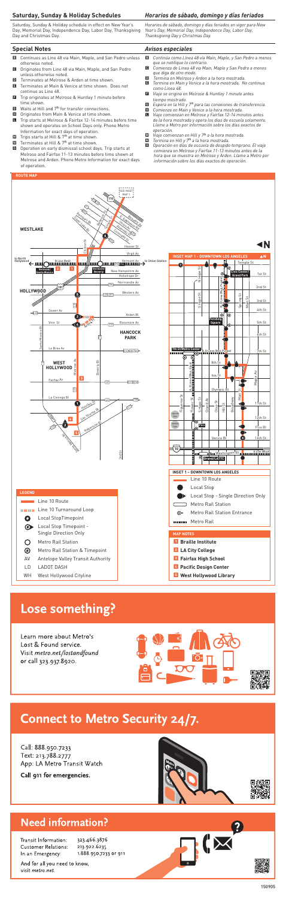## Saturday, Sunday & Holiday Schedules

Saturday, Sunday & Holiday schedule in effect on New Year's Day, Memorial Day, Independence Day, Labor Day, Thanksgiving Day and Christmas Day.

## Horarios de sábado, domingo y días feriados

*Horarios de sábado, domingo y días feriados en vigor para New Year's Day, Memorial Day, Independence Day, Labor Day, Thanksgiving Day y Christmas Day.*

## Special Notes

- **B** Continues as Line 48 via Main, Maple, and San Pedro unless otherwise noted.
- **C** Originates from Line 48 via Main, Maple, and San Pedro unless otherwise noted.
- **D** Terminates at Melrose & Arden at time shown.
- **E** Terminates at Main & Venice at time shown. Does not continue as Line 48.
- **F** Trip originates at Melrose & Huntley 1 minute before time shown.
- **G** Waits at Hill and 7th for transfer connections.
- **H** Originates from Main & Venice at time shown.
- **L** Trip starts at Melrose & Fairfax 12-14 minutes before time shown and operates on School Days only. Phone Metro Information for exact days of operation.
- **M** Trips start at Hill & 7th at time shown.
- **N** Terminates at Hill & 7th at time shown.
- **O** Operation on early dismissal school days. Trip starts at Melrose and Fairfax 11-13 minutes before time shown at Melrose and Arden. Phone Metro Information for exact days of operation.

## Avisos especiales

- **B** *Continúa como Línea 48 vía Main, Maple, y San Pedro a menos que se notifique lo contrario.*
- **C** *Comienza de Línea 48 vía Main, Maple y San Pedro a menos que diga de otro modo.*
- **D** *Termina en Melrose y Arden a la hora mostrada.*
- **E** *Termina en Main y Venice a la hora mostrada. No continua como Línea 48.*
- **F** *Viaje se origina en Melrose & Huntley 1 minuto antes tiempo mostrado.*
- **G** *Espera en la Hill y 7th para las conexiones de transferencia.*
- **H** *Comienza en Main y Venice a la hora mostrada.*
- **L** *Viaje comienzan en Melrose y Fairfax 12-14 minutos antes de la hora mostrada y opera los días de escuela solamente. Llame a Metro por información sobre los días exactos de operación.*
- **M** *Viaje comienzan en Hill y 7th a la hora mostrada.*
- **N** *Termina en Hill y 7th a la hora mostrada.*
- **O** *Operación en días de escuela de despido temprano. El viaje comienza en Melrose y Fairfax 11-13 minutos antes de la hora que se muestra en Melrose y Arden. Llame a Metro por información sobre los días exactos de operación.*

## ROUTE MAP

WESTLAKE
HOLLYWOOD
HANCOCK PARK
WEST HOLLYWOOD
to North Hollywood
to Union Station
Vermont/Santa Monica
Vermont/Beverly
Hoover St
Virgil Av
Vermont Av
New Hampshire Av
Heliotrope Dr
Normandie Av
Western Av
Gower Av
Arden Bl
Vine St
Rossmore Av
La Brea Av
Fairfax Av
La Cienega Bl
Santa Monica Bl
Melrose Av
Beverly Bl
Huntley Dr
San Vicente Bl
Robertson Bl
3rd St
SEE INSET MAP 1

### LEGEND

- Line 10 Route
- Line 10 Turnaround Loop
- Local Stop/Timepoint
- Local Stop Timepoint - Single Direction Only
- Metro Rail Station
- Metro Rail Station & Timepoint
- AV Antelope Valley Transit Authority
- LD LADOT DASH
- WH West Hollywood Cityline

### INSET MAP 1 - DOWNTOWN LOS ANGELES

Temple St
1st St
2nd St
3rd St
4th St
5th St
6th St
7th St
8th St
9th St
Olympic Bl
11th St
12th St
Pico Bl
16th St
Venice Bl
Washington Bl
Civic Center/Grand Park
Pershing Square
7th St/Metro Center
Grand/LATTC
N Hope St
S Hope St
Figueroa St
Flower St
Grand Av
Olive St
Hill St
Broadway
Main St
Spring St
Maple Av
Los Angeles St

### INSET 1 – DOWNTOWN LOS ANGELES

- Line 10 Route
- Local Stop
- Local Stop - Single Direction Only
- Metro Rail Station
- Metro Rail Station Entrance
- Metro Rail

### MAP NOTES

1. Braille Institute
2. LA City College
3. Fairfax High School
4. Pacific Design Center
5. West Hollywood Library

# Lose something?

Learn more about Metro's Lost & Found service. Visit *metro.net/lostandfound* or call 323.937.8920.

# Connect to Metro Security 24/7.

Call: 888.950.7233
Text: 213.788.2777
App: LA Metro Transit Watch

**Call 911 for emergencies.**

# Need information?

| | |
|---|---|
| Transit Information: | 323.466.3876 |
| Customer Relations: | 213.922.6235 |
| In an Emergency: | 1.888.950.7233 or 911 |

And for all you need to know, visit *metro.net*.

150905